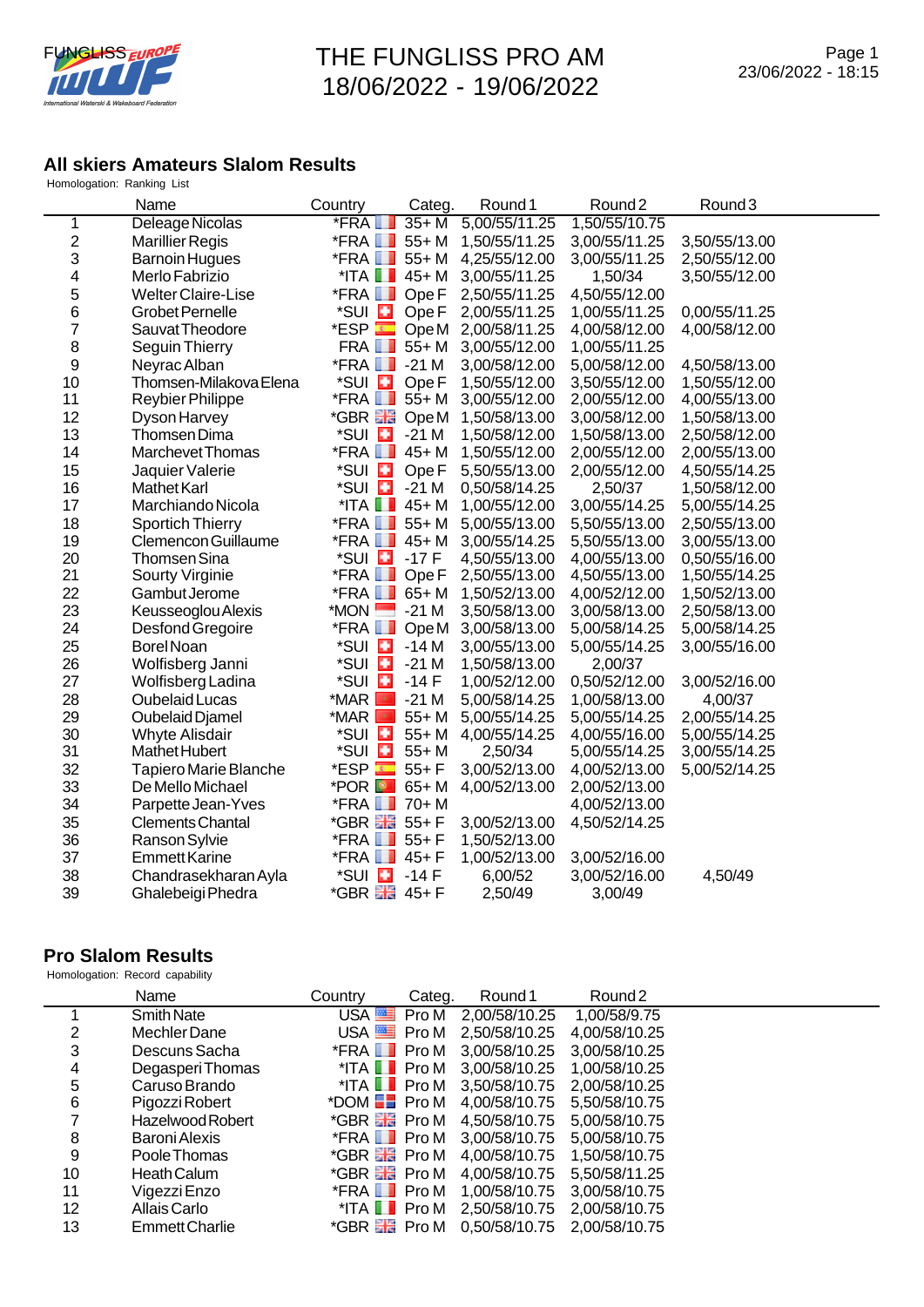# THE FUNGLISS PRO AM
18/06/2022 - 19/06/2022

23/06/2022 - 18:15

## All skiers Amateurs Slalom Results

Homologation: Ranking List

| | Name | Country | Categ. | Round 1 | Round 2 | Round 3 |
|---|---|---|---|---|---|---|
| 1 | Deleage Nicolas | *FRA | 35+ M | 5,00/55/11.25 | 1,50/55/10.75 | |
| 2 | Marillier Regis | *FRA | 55+ M | 1,50/55/11.25 | 3,00/55/11.25 | 3,50/55/13.00 |
| 3 | Barnoin Hugues | *FRA | 55+ M | 4,25/55/12.00 | 3,00/55/11.25 | 2,50/55/12.00 |
| 4 | Merlo Fabrizio | *ITA | 45+ M | 3,00/55/11.25 | 1,50/34 | 3,50/55/12.00 |
| 5 | Welter Claire-Lise | *FRA | Ope F | 2,50/55/11.25 | 4,50/55/12.00 | |
| 6 | Grobet Pernelle | *SUI | Ope F | 2,00/55/11.25 | 1,00/55/11.25 | 0,00/55/11.25 |
| 7 | Sauvat Theodore | *ESP | Ope M | 2,00/58/11.25 | 4,00/58/12.00 | 4,00/58/12.00 |
| 8 | Seguin Thierry | FRA | 55+ M | 3,00/55/12.00 | 1,00/55/11.25 | |
| 9 | Neyrac Alban | *FRA | -21 M | 3,00/58/12.00 | 5,00/58/12.00 | 4,50/58/13.00 |
| 10 | Thomsen-Milakova Elena | *SUI | Ope F | 1,50/55/12.00 | 3,50/55/12.00 | 1,50/55/12.00 |
| 11 | Reybier Philippe | *FRA | 55+ M | 3,00/55/12.00 | 2,00/55/12.00 | 4,00/55/13.00 |
| 12 | Dyson Harvey | *GBR | Ope M | 1,50/58/13.00 | 3,00/58/12.00 | 1,50/58/13.00 |
| 13 | Thomsen Dima | *SUI | -21 M | 1,50/58/12.00 | 1,50/58/13.00 | 2,50/58/12.00 |
| 14 | Marchevet Thomas | *FRA | 45+ M | 1,50/55/12.00 | 2,00/55/12.00 | 2,00/55/13.00 |
| 15 | Jaquier Valerie | *SUI | Ope F | 5,50/55/13.00 | 2,00/55/12.00 | 4,50/55/14.25 |
| 16 | Mathet Karl | *SUI | -21 M | 0,50/58/14.25 | 2,50/37 | 1,50/58/12.00 |
| 17 | Marchiando Nicola | *ITA | 45+ M | 1,00/55/12.00 | 3,00/55/14.25 | 5,00/55/14.25 |
| 18 | Sportich Thierry | *FRA | 55+ M | 5,00/55/13.00 | 5,50/55/13.00 | 2,50/55/13.00 |
| 19 | Clemencon Guillaume | *FRA | 45+ M | 3,00/55/14.25 | 5,50/55/13.00 | 3,00/55/13.00 |
| 20 | Thomsen Sina | *SUI | -17 F | 4,50/55/13.00 | 4,00/55/13.00 | 0,50/55/16.00 |
| 21 | Sourty Virginie | *FRA | Ope F | 2,50/55/13.00 | 4,50/55/13.00 | 1,50/55/14.25 |
| 22 | Gambut Jerome | *FRA | 65+ M | 1,50/52/13.00 | 4,00/52/12.00 | 1,50/52/13.00 |
| 23 | Keusseoglou Alexis | *MON | -21 M | 3,50/58/13.00 | 3,00/58/13.00 | 2,50/58/13.00 |
| 24 | Desfond Gregoire | *FRA | Ope M | 3,00/58/13.00 | 5,00/58/14.25 | 5,00/58/14.25 |
| 25 | Borel Noan | *SUI | -14 M | 3,00/55/13.00 | 5,00/55/14.25 | 3,00/55/16.00 |
| 26 | Wolfisberg Janni | *SUI | -21 M | 1,50/58/13.00 | 2,00/37 | |
| 27 | Wolfisberg Ladina | *SUI | -14 F | 1,00/52/12.00 | 0,50/52/12.00 | 3,00/52/16.00 |
| 28 | Oubelaid Lucas | *MAR | -21 M | 5,00/58/14.25 | 1,00/58/13.00 | 4,00/37 |
| 29 | Oubelaid Djamel | *MAR | 55+ M | 5,00/55/14.25 | 5,00/55/14.25 | 2,00/55/14.25 |
| 30 | Whyte Alisdair | *SUI | 55+ M | 4,00/55/14.25 | 4,00/55/16.00 | 5,00/55/14.25 |
| 31 | Mathet Hubert | *SUI | 55+ M | 2,50/34 | 5,00/55/14.25 | 3,00/55/14.25 |
| 32 | Tapiero Marie Blanche | *ESP | 55+ F | 3,00/52/13.00 | 4,00/52/13.00 | 5,00/52/14.25 |
| 33 | De Mello Michael | *POR | 65+ M | 4,00/52/13.00 | 2,00/52/13.00 | |
| 34 | Parpette Jean-Yves | *FRA | 70+ M | | 4,00/52/13.00 | |
| 35 | Clements Chantal | *GBR | 55+ F | 3,00/52/13.00 | 4,50/52/14.25 | |
| 36 | Ranson Sylvie | *FRA | 55+ F | 1,50/52/13.00 | | |
| 37 | Emmett Karine | *FRA | 45+ F | 1,00/52/13.00 | 3,00/52/16.00 | |
| 38 | Chandrasekharan Ayla | *SUI | -14 F | 6,00/52 | 3,00/52/16.00 | 4,50/49 |
| 39 | Ghalebeigi Phedra | *GBR | 45+ F | 2,50/49 | 3,00/49 | |

## Pro Slalom Results

Homologation: Record capability

| | Name | Country | Categ. | Round 1 | Round 2 |
|---|---|---|---|---|---|
| 1 | Smith Nate | USA | Pro M | 2,00/58/10.25 | 1,00/58/9.75 |
| 2 | Mechler Dane | USA | Pro M | 2,50/58/10.25 | 4,00/58/10.25 |
| 3 | Descuns Sacha | *FRA | Pro M | 3,00/58/10.25 | 3,00/58/10.25 |
| 4 | Degasperi Thomas | *ITA | Pro M | 3,00/58/10.25 | 1,00/58/10.25 |
| 5 | Caruso Brando | *ITA | Pro M | 3,50/58/10.75 | 2,00/58/10.25 |
| 6 | Pigozzi Robert | *DOM | Pro M | 4,00/58/10.75 | 5,50/58/10.75 |
| 7 | Hazelwood Robert | *GBR | Pro M | 4,50/58/10.75 | 5,00/58/10.75 |
| 8 | Baroni Alexis | *FRA | Pro M | 3,00/58/10.75 | 5,00/58/10.75 |
| 9 | Poole Thomas | *GBR | Pro M | 4,00/58/10.75 | 1,50/58/10.75 |
| 10 | Heath Calum | *GBR | Pro M | 4,00/58/10.75 | 5,50/58/11.25 |
| 11 | Vigezzi Enzo | *FRA | Pro M | 1,00/58/10.75 | 3,00/58/10.75 |
| 12 | Allais Carlo | *ITA | Pro M | 2,50/58/10.75 | 2,00/58/10.75 |
| 13 | Emmett Charlie | *GBR | Pro M | 0,50/58/10.75 | 2,00/58/10.75 |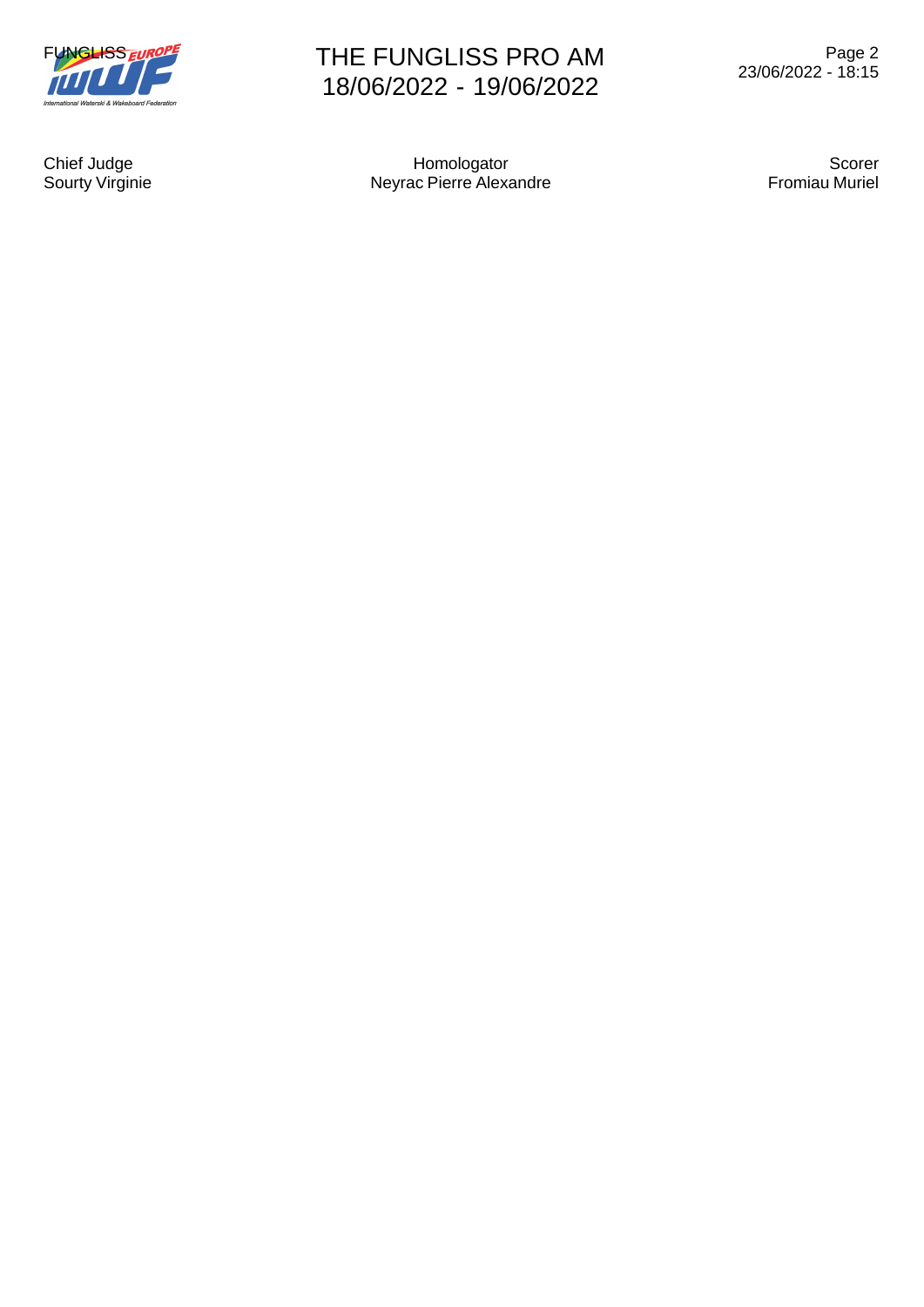| | | |
|---|---|---|
| Chief Judge | Homologator | Scorer |
| Sourty Virginie | Neyrac Pierre Alexandre | Fromiau Muriel |